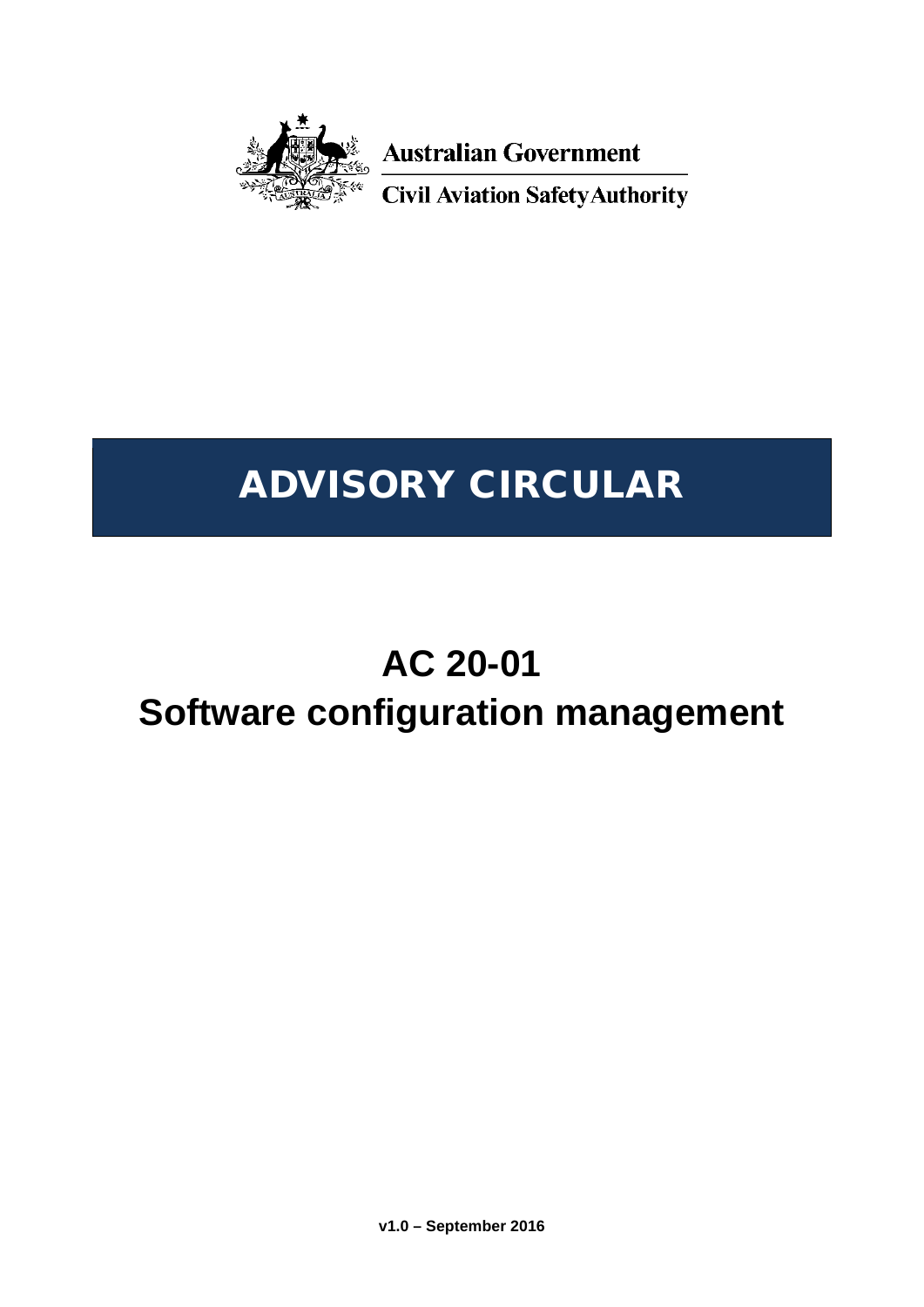Australian Government

Civil Aviation Safety Authority

# ADVISORY CIRCULAR

# AC 20-01
# Software configuration management

**v1.0 – September 2016**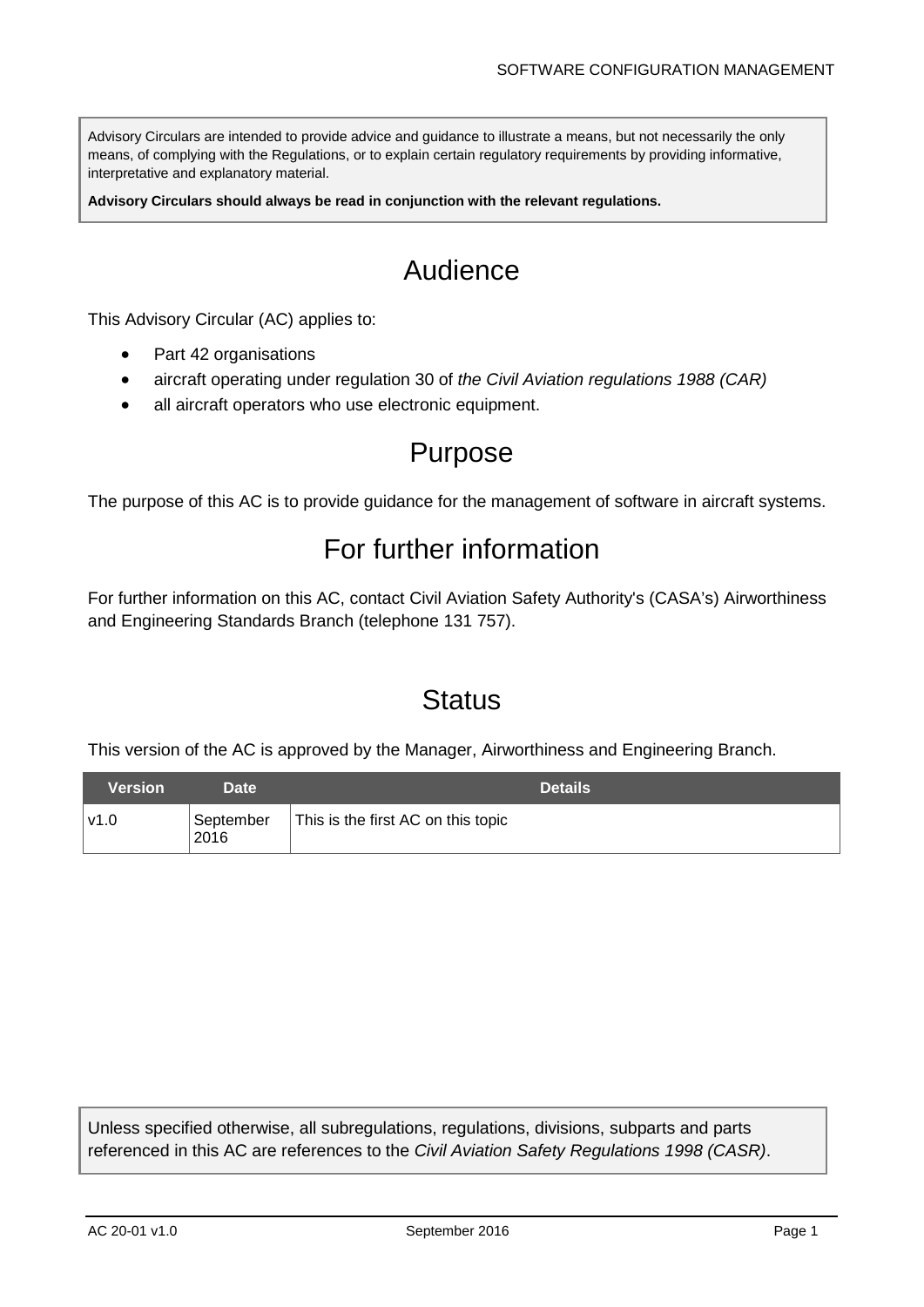Advisory Circulars are intended to provide advice and guidance to illustrate a means, but not necessarily the only means, of complying with the Regulations, or to explain certain regulatory requirements by providing informative, interpretative and explanatory material.

**Advisory Circulars should always be read in conjunction with the relevant regulations.**

# Audience

This Advisory Circular (AC) applies to:

- Part 42 organisations
- aircraft operating under regulation 30 of *the Civil Aviation regulations 1988 (CAR)*
- all aircraft operators who use electronic equipment.

# Purpose

The purpose of this AC is to provide guidance for the management of software in aircraft systems.

# For further information

For further information on this AC, contact Civil Aviation Safety Authority's (CASA's) Airworthiness and Engineering Standards Branch (telephone 131 757).

# Status

This version of the AC is approved by the Manager, Airworthiness and Engineering Branch.

| Version | Date | Details |
|---|---|---|
| v1.0 | September 2016 | This is the first AC on this topic |

Unless specified otherwise, all subregulations, regulations, divisions, subparts and parts referenced in this AC are references to the *Civil Aviation Safety Regulations 1998 (CASR)*.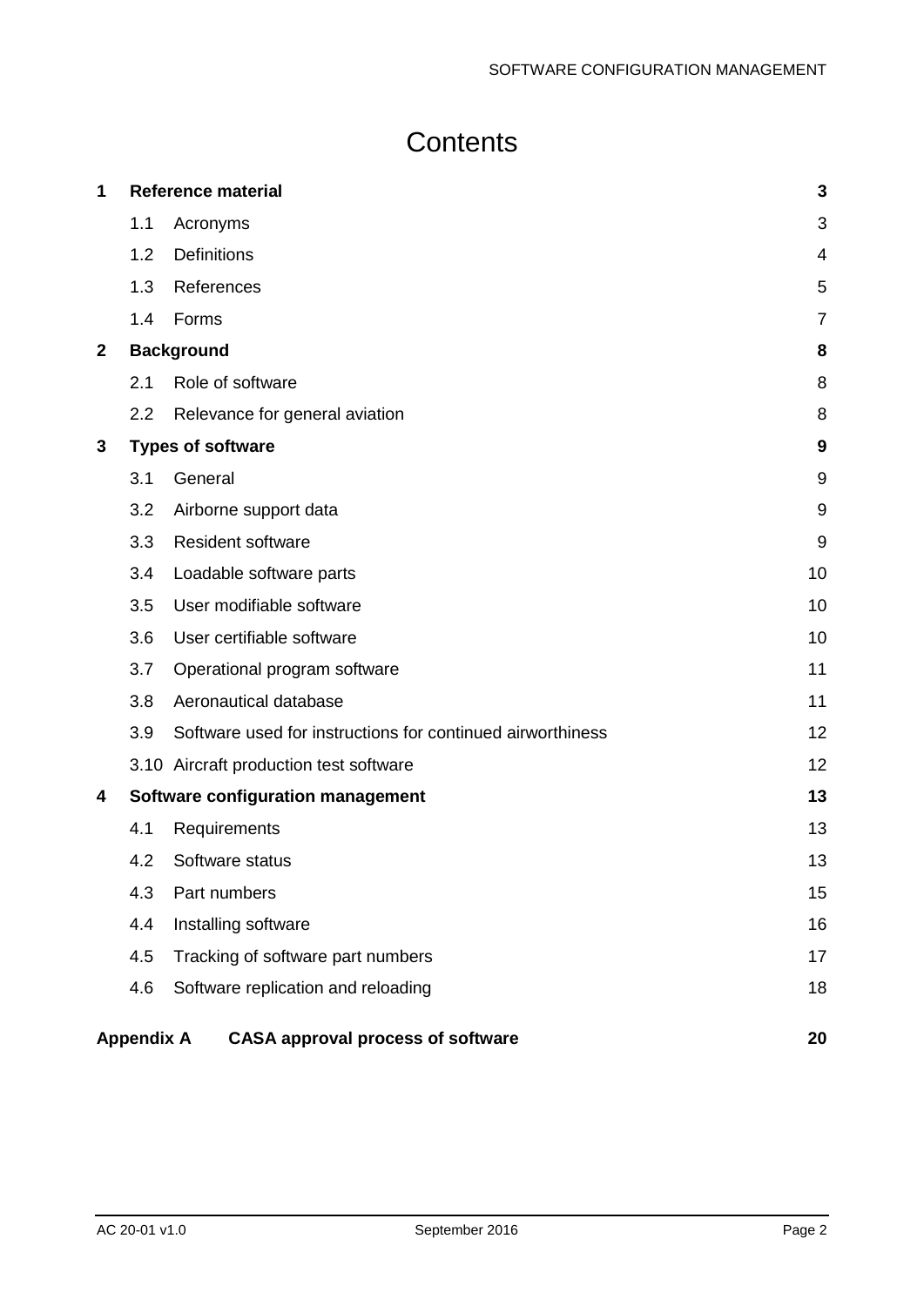# Contents

| | | |
|---|---|---|
| **1** | **Reference material** | **3** |
| 1.1 | Acronyms | 3 |
| 1.2 | Definitions | 4 |
| 1.3 | References | 5 |
| 1.4 | Forms | 7 |
| **2** | **Background** | **8** |
| 2.1 | Role of software | 8 |
| 2.2 | Relevance for general aviation | 8 |
| **3** | **Types of software** | **9** |
| 3.1 | General | 9 |
| 3.2 | Airborne support data | 9 |
| 3.3 | Resident software | 9 |
| 3.4 | Loadable software parts | 10 |
| 3.5 | User modifiable software | 10 |
| 3.6 | User certifiable software | 10 |
| 3.7 | Operational program software | 11 |
| 3.8 | Aeronautical database | 11 |
| 3.9 | Software used for instructions for continued airworthiness | 12 |
| 3.10 | Aircraft production test software | 12 |
| **4** | **Software configuration management** | **13** |
| 4.1 | Requirements | 13 |
| 4.2 | Software status | 13 |
| 4.3 | Part numbers | 15 |
| 4.4 | Installing software | 16 |
| 4.5 | Tracking of software part numbers | 17 |
| 4.6 | Software replication and reloading | 18 |
| **Appendix A** | **CASA approval process of software** | **20** |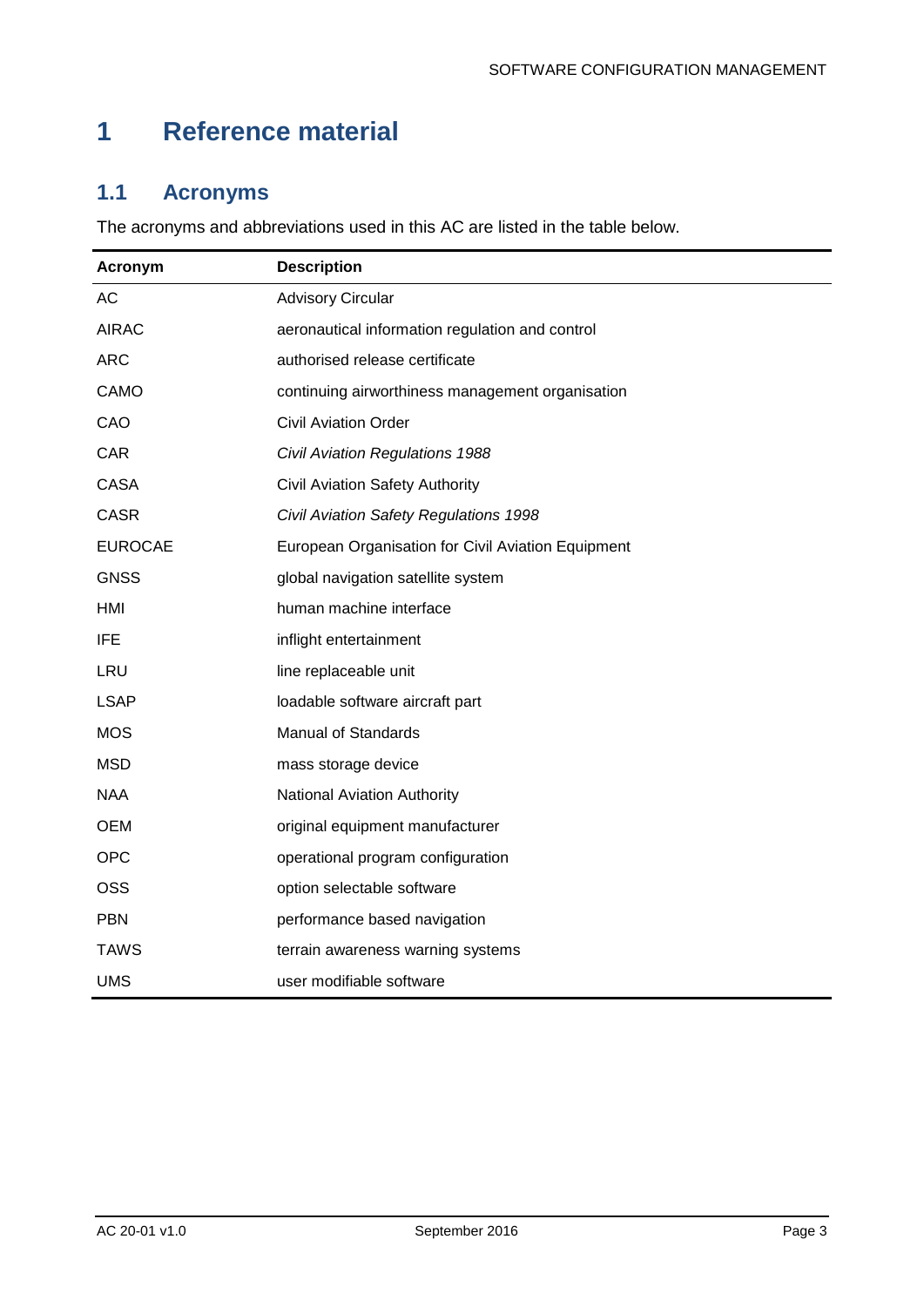# 1 Reference material

## 1.1 Acronyms

The acronyms and abbreviations used in this AC are listed in the table below.

| Acronym | Description |
|---|---|
| AC | Advisory Circular |
| AIRAC | aeronautical information regulation and control |
| ARC | authorised release certificate |
| CAMO | continuing airworthiness management organisation |
| CAO | Civil Aviation Order |
| CAR | *Civil Aviation Regulations 1988* |
| CASA | Civil Aviation Safety Authority |
| CASR | *Civil Aviation Safety Regulations 1998* |
| EUROCAE | European Organisation for Civil Aviation Equipment |
| GNSS | global navigation satellite system |
| HMI | human machine interface |
| IFE | inflight entertainment |
| LRU | line replaceable unit |
| LSAP | loadable software aircraft part |
| MOS | Manual of Standards |
| MSD | mass storage device |
| NAA | National Aviation Authority |
| OEM | original equipment manufacturer |
| OPC | operational program configuration |
| OSS | option selectable software |
| PBN | performance based navigation |
| TAWS | terrain awareness warning systems |
| UMS | user modifiable software |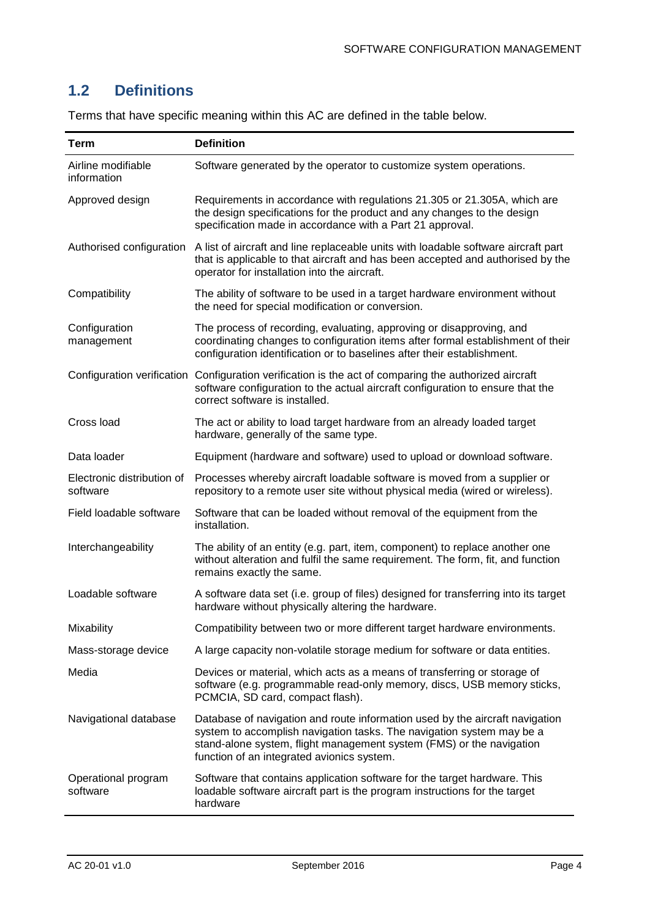## 1.2 Definitions

Terms that have specific meaning within this AC are defined in the table below.

| Term | Definition |
|---|---|
| Airline modifiable information | Software generated by the operator to customize system operations. |
| Approved design | Requirements in accordance with regulations 21.305 or 21.305A, which are the design specifications for the product and any changes to the design specification made in accordance with a Part 21 approval. |
| Authorised configuration | A list of aircraft and line replaceable units with loadable software aircraft part that is applicable to that aircraft and has been accepted and authorised by the operator for installation into the aircraft. |
| Compatibility | The ability of software to be used in a target hardware environment without the need for special modification or conversion. |
| Configuration management | The process of recording, evaluating, approving or disapproving, and coordinating changes to configuration items after formal establishment of their configuration identification or to baselines after their establishment. |
| Configuration verification | Configuration verification is the act of comparing the authorized aircraft software configuration to the actual aircraft configuration to ensure that the correct software is installed. |
| Cross load | The act or ability to load target hardware from an already loaded target hardware, generally of the same type. |
| Data loader | Equipment (hardware and software) used to upload or download software. |
| Electronic distribution of software | Processes whereby aircraft loadable software is moved from a supplier or repository to a remote user site without physical media (wired or wireless). |
| Field loadable software | Software that can be loaded without removal of the equipment from the installation. |
| Interchangeability | The ability of an entity (e.g. part, item, component) to replace another one without alteration and fulfil the same requirement. The form, fit, and function remains exactly the same. |
| Loadable software | A software data set (i.e. group of files) designed for transferring into its target hardware without physically altering the hardware. |
| Mixability | Compatibility between two or more different target hardware environments. |
| Mass-storage device | A large capacity non-volatile storage medium for software or data entities. |
| Media | Devices or material, which acts as a means of transferring or storage of software (e.g. programmable read-only memory, discs, USB memory sticks, PCMCIA, SD card, compact flash). |
| Navigational database | Database of navigation and route information used by the aircraft navigation system to accomplish navigation tasks. The navigation system may be a stand-alone system, flight management system (FMS) or the navigation function of an integrated avionics system. |
| Operational program software | Software that contains application software for the target hardware. This loadable software aircraft part is the program instructions for the target hardware |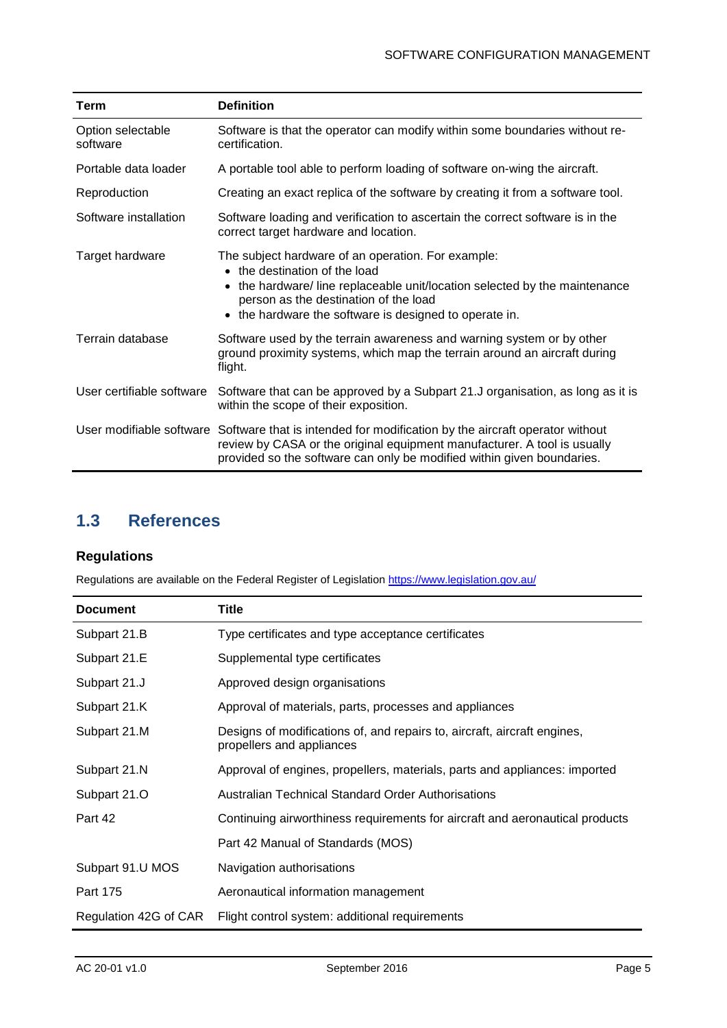| Term | Definition |
| --- | --- |
| Option selectable software | Software is that the operator can modify within some boundaries without re-certification. |
| Portable data loader | A portable tool able to perform loading of software on-wing the aircraft. |
| Reproduction | Creating an exact replica of the software by creating it from a software tool. |
| Software installation | Software loading and verification to ascertain the correct software is in the correct target hardware and location. |
| Target hardware | The subject hardware of an operation. For example: <br>• the destination of the load <br>• the hardware/ line replaceable unit/location selected by the maintenance person as the destination of the load <br>• the hardware the software is designed to operate in. |
| Terrain database | Software used by the terrain awareness and warning system or by other ground proximity systems, which map the terrain around an aircraft during flight. |
| User certifiable software | Software that can be approved by a Subpart 21.J organisation, as long as it is within the scope of their exposition. |
| User modifiable software | Software that is intended for modification by the aircraft operator without review by CASA or the original equipment manufacturer. A tool is usually provided so the software can only be modified within given boundaries. |

## 1.3 References

### Regulations

Regulations are available on the Federal Register of Legislation https://www.legislation.gov.au/

| Document | Title |
| --- | --- |
| Subpart 21.B | Type certificates and type acceptance certificates |
| Subpart 21.E | Supplemental type certificates |
| Subpart 21.J | Approved design organisations |
| Subpart 21.K | Approval of materials, parts, processes and appliances |
| Subpart 21.M | Designs of modifications of, and repairs to, aircraft, aircraft engines, propellers and appliances |
| Subpart 21.N | Approval of engines, propellers, materials, parts and appliances: imported |
| Subpart 21.O | Australian Technical Standard Order Authorisations |
| Part 42 | Continuing airworthiness requirements for aircraft and aeronautical products |
| | Part 42 Manual of Standards (MOS) |
| Subpart 91.U MOS | Navigation authorisations |
| Part 175 | Aeronautical information management |
| Regulation 42G of CAR | Flight control system: additional requirements |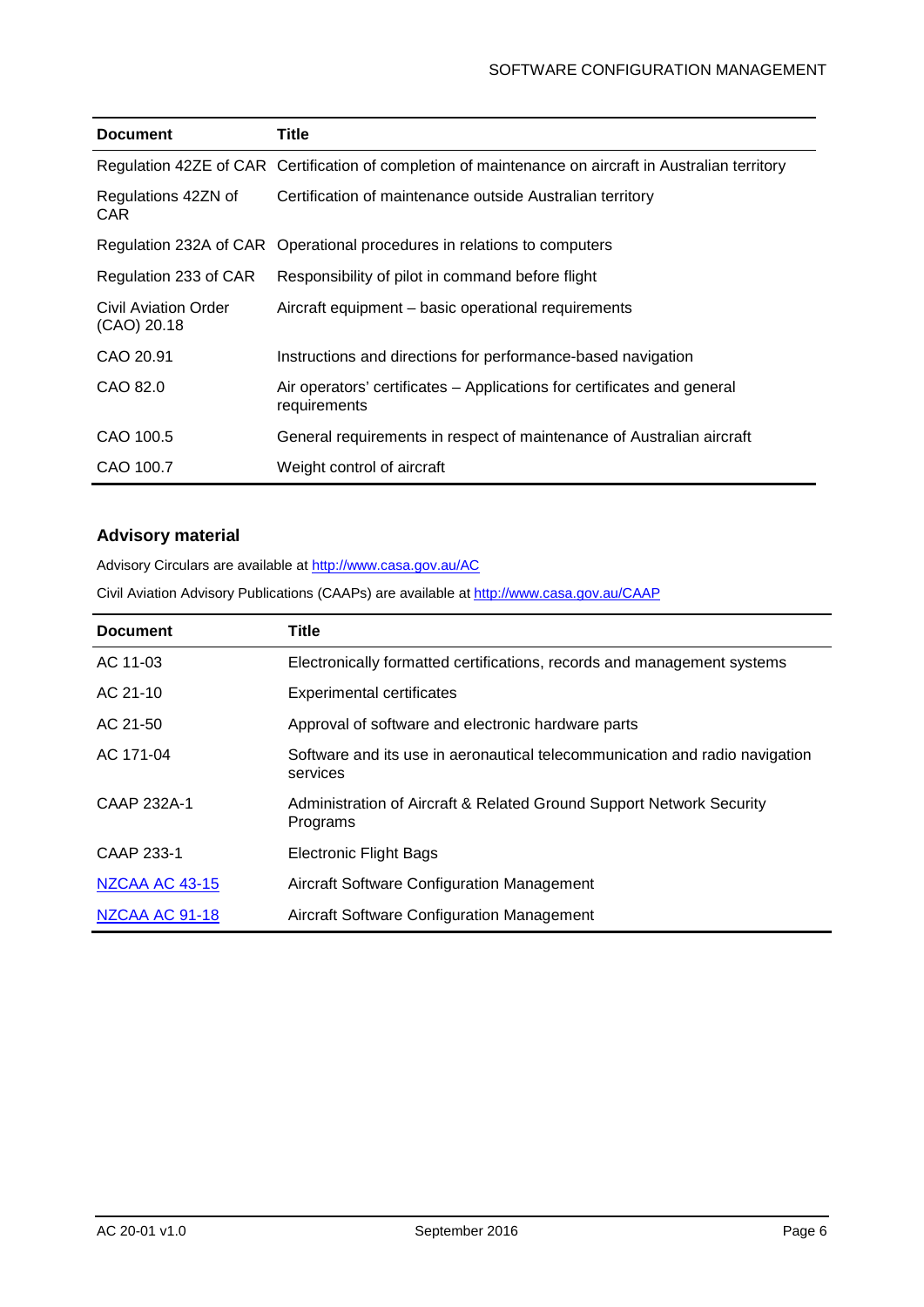| Document | Title |
| --- | --- |
| Regulation 42ZE of CAR | Certification of completion of maintenance on aircraft in Australian territory |
| Regulations 42ZN of CAR | Certification of maintenance outside Australian territory |
| Regulation 232A of CAR | Operational procedures in relations to computers |
| Regulation 233 of CAR | Responsibility of pilot in command before flight |
| Civil Aviation Order (CAO) 20.18 | Aircraft equipment – basic operational requirements |
| CAO 20.91 | Instructions and directions for performance-based navigation |
| CAO 82.0 | Air operators' certificates – Applications for certificates and general requirements |
| CAO 100.5 | General requirements in respect of maintenance of Australian aircraft |
| CAO 100.7 | Weight control of aircraft |

### Advisory material

Advisory Circulars are available at http://www.casa.gov.au/AC

Civil Aviation Advisory Publications (CAAPs) are available at http://www.casa.gov.au/CAAP

| Document | Title |
| --- | --- |
| AC 11-03 | Electronically formatted certifications, records and management systems |
| AC 21-10 | Experimental certificates |
| AC 21-50 | Approval of software and electronic hardware parts |
| AC 171-04 | Software and its use in aeronautical telecommunication and radio navigation services |
| CAAP 232A-1 | Administration of Aircraft & Related Ground Support Network Security Programs |
| CAAP 233-1 | Electronic Flight Bags |
| NZCAA AC 43-15 | Aircraft Software Configuration Management |
| NZCAA AC 91-18 | Aircraft Software Configuration Management |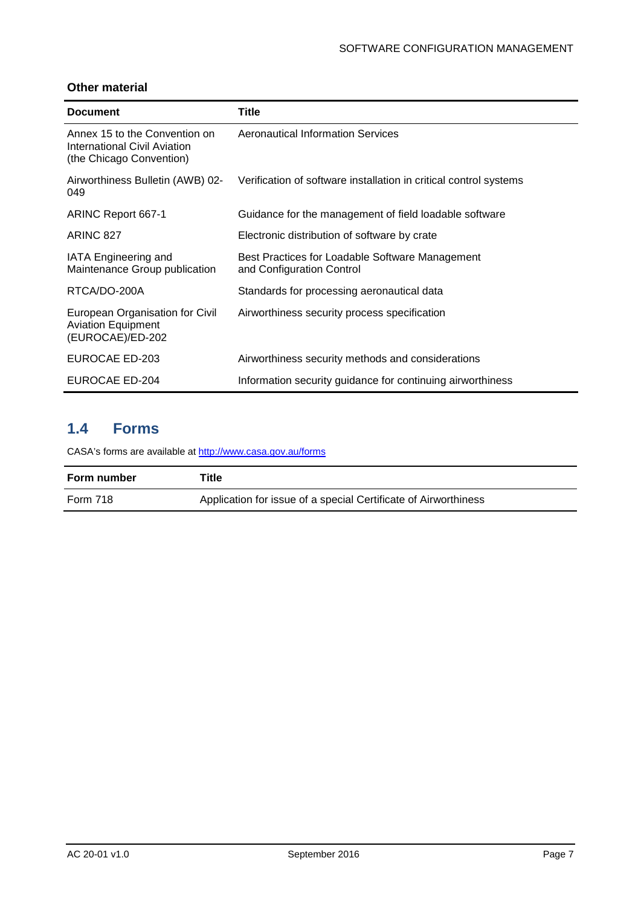**Other material**

| Document | Title |
| --- | --- |
| Annex 15 to the Convention on International Civil Aviation (the Chicago Convention) | Aeronautical Information Services |
| Airworthiness Bulletin (AWB) 02-049 | Verification of software installation in critical control systems |
| ARINC Report 667-1 | Guidance for the management of field loadable software |
| ARINC 827 | Electronic distribution of software by crate |
| IATA Engineering and Maintenance Group publication | Best Practices for Loadable Software Management and Configuration Control |
| RTCA/DO-200A | Standards for processing aeronautical data |
| European Organisation for Civil Aviation Equipment (EUROCAE)/ED-202 | Airworthiness security process specification |
| EUROCAE ED-203 | Airworthiness security methods and considerations |
| EUROCAE ED-204 | Information security guidance for continuing airworthiness |

## 1.4 Forms

CASA's forms are available at http://www.casa.gov.au/forms

| Form number | Title |
| --- | --- |
| Form 718 | Application for issue of a special Certificate of Airworthiness |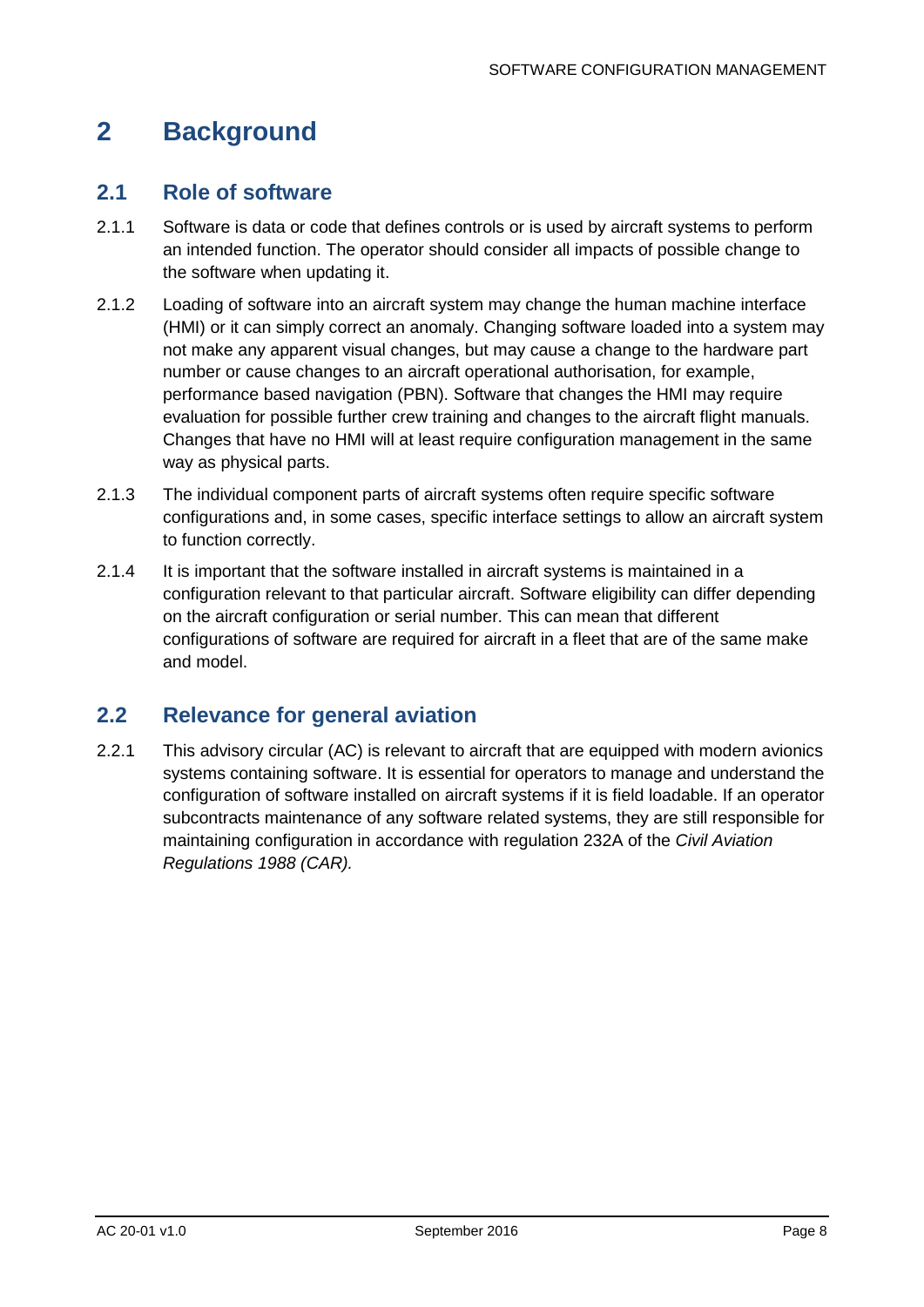# 2 Background

## 2.1 Role of software

2.1.1 Software is data or code that defines controls or is used by aircraft systems to perform an intended function. The operator should consider all impacts of possible change to the software when updating it.

2.1.2 Loading of software into an aircraft system may change the human machine interface (HMI) or it can simply correct an anomaly. Changing software loaded into a system may not make any apparent visual changes, but may cause a change to the hardware part number or cause changes to an aircraft operational authorisation, for example, performance based navigation (PBN). Software that changes the HMI may require evaluation for possible further crew training and changes to the aircraft flight manuals. Changes that have no HMI will at least require configuration management in the same way as physical parts.

2.1.3 The individual component parts of aircraft systems often require specific software configurations and, in some cases, specific interface settings to allow an aircraft system to function correctly.

2.1.4 It is important that the software installed in aircraft systems is maintained in a configuration relevant to that particular aircraft. Software eligibility can differ depending on the aircraft configuration or serial number. This can mean that different configurations of software are required for aircraft in a fleet that are of the same make and model.

## 2.2 Relevance for general aviation

2.2.1 This advisory circular (AC) is relevant to aircraft that are equipped with modern avionics systems containing software. It is essential for operators to manage and understand the configuration of software installed on aircraft systems if it is field loadable. If an operator subcontracts maintenance of any software related systems, they are still responsible for maintaining configuration in accordance with regulation 232A of the *Civil Aviation Regulations 1988 (CAR).*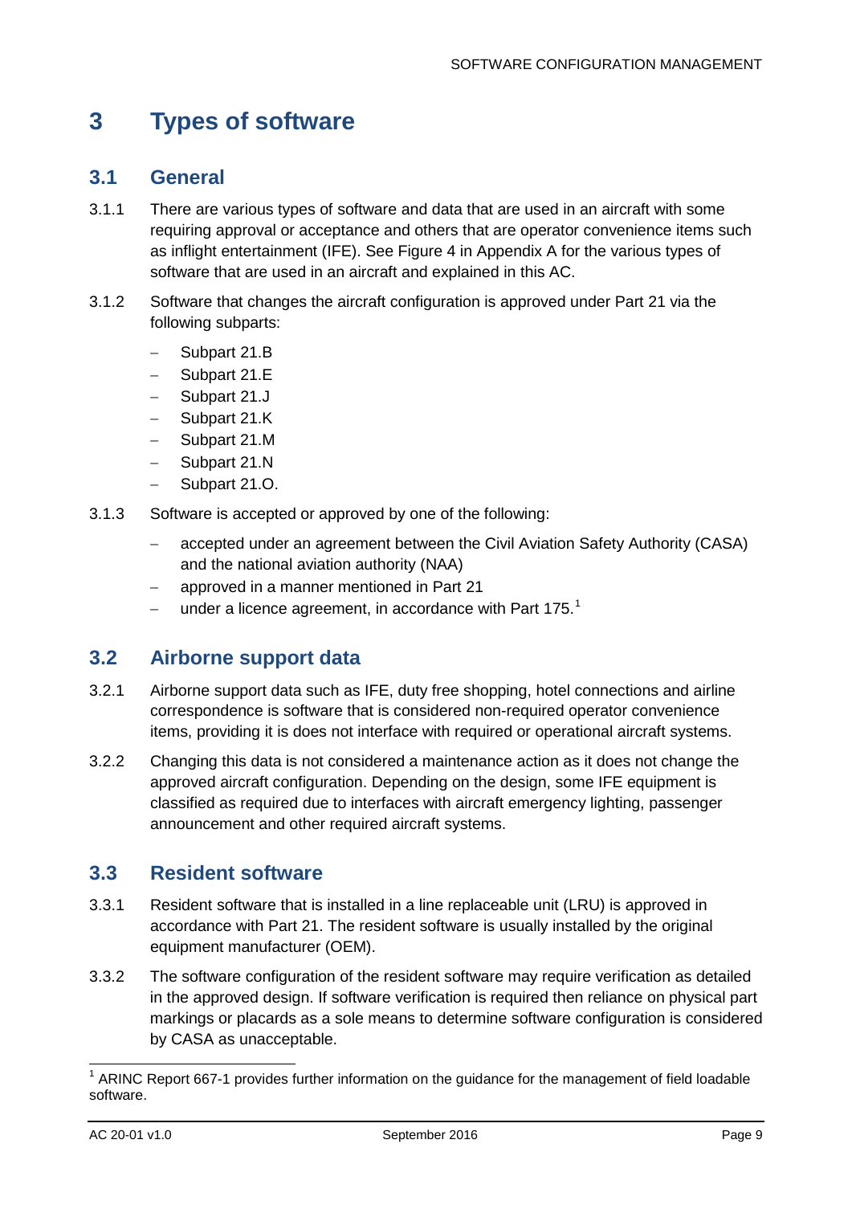# 3 Types of software

## 3.1 General

3.1.1 There are various types of software and data that are used in an aircraft with some requiring approval or acceptance and others that are operator convenience items such as inflight entertainment (IFE). See Figure 4 in Appendix A for the various types of software that are used in an aircraft and explained in this AC.

3.1.2 Software that changes the aircraft configuration is approved under Part 21 via the following subparts:

- Subpart 21.B
- Subpart 21.E
- Subpart 21.J
- Subpart 21.K
- Subpart 21.M
- Subpart 21.N
- Subpart 21.O.

3.1.3 Software is accepted or approved by one of the following:

- accepted under an agreement between the Civil Aviation Safety Authority (CASA) and the national aviation authority (NAA)
- approved in a manner mentioned in Part 21
- under a licence agreement, in accordance with Part 175.[1]

## 3.2 Airborne support data

3.2.1 Airborne support data such as IFE, duty free shopping, hotel connections and airline correspondence is software that is considered non-required operator convenience items, providing it is does not interface with required or operational aircraft systems.

3.2.2 Changing this data is not considered a maintenance action as it does not change the approved aircraft configuration. Depending on the design, some IFE equipment is classified as required due to interfaces with aircraft emergency lighting, passenger announcement and other required aircraft systems.

## 3.3 Resident software

3.3.1 Resident software that is installed in a line replaceable unit (LRU) is approved in accordance with Part 21. The resident software is usually installed by the original equipment manufacturer (OEM).

3.3.2 The software configuration of the resident software may require verification as detailed in the approved design. If software verification is required then reliance on physical part markings or placards as a sole means to determine software configuration is considered by CASA as unacceptable.

---

[1] ARINC Report 667-1 provides further information on the guidance for the management of field loadable software.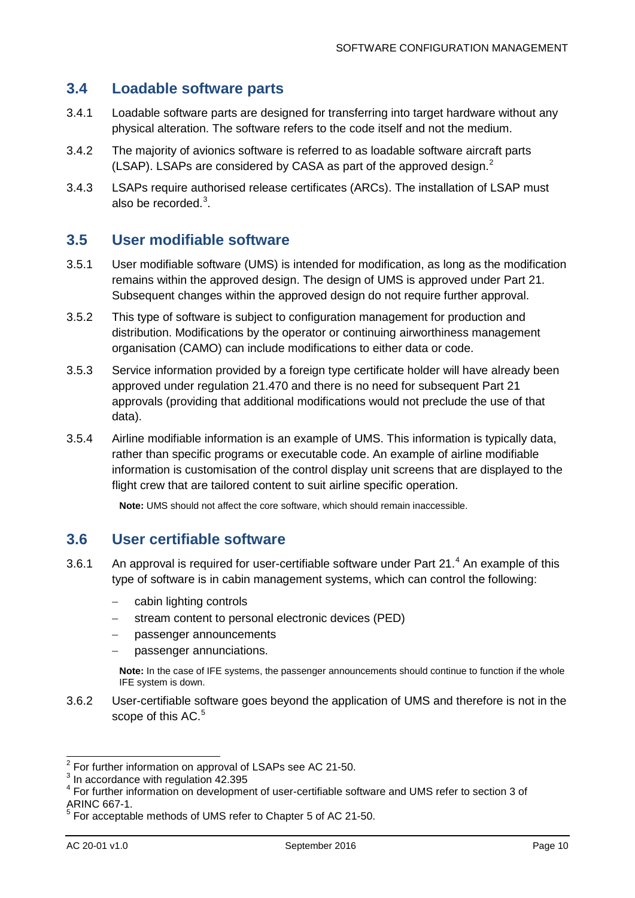## 3.4 Loadable software parts

3.4.1 Loadable software parts are designed for transferring into target hardware without any physical alteration. The software refers to the code itself and not the medium.

3.4.2 The majority of avionics software is referred to as loadable software aircraft parts (LSAP). LSAPs are considered by CASA as part of the approved design.[2]

3.4.3 LSAPs require authorised release certificates (ARCs). The installation of LSAP must also be recorded.[3].

## 3.5 User modifiable software

3.5.1 User modifiable software (UMS) is intended for modification, as long as the modification remains within the approved design. The design of UMS is approved under Part 21. Subsequent changes within the approved design do not require further approval.

3.5.2 This type of software is subject to configuration management for production and distribution. Modifications by the operator or continuing airworthiness management organisation (CAMO) can include modifications to either data or code.

3.5.3 Service information provided by a foreign type certificate holder will have already been approved under regulation 21.470 and there is no need for subsequent Part 21 approvals (providing that additional modifications would not preclude the use of that data).

3.5.4 Airline modifiable information is an example of UMS. This information is typically data, rather than specific programs or executable code. An example of airline modifiable information is customisation of the control display unit screens that are displayed to the flight crew that are tailored content to suit airline specific operation.

**Note:** UMS should not affect the core software, which should remain inaccessible.

## 3.6 User certifiable software

3.6.1 An approval is required for user-certifiable software under Part 21.[4] An example of this type of software is in cabin management systems, which can control the following:

- cabin lighting controls
- stream content to personal electronic devices (PED)
- passenger announcements
- passenger annunciations.

**Note:** In the case of IFE systems, the passenger announcements should continue to function if the whole IFE system is down.

3.6.2 User-certifiable software goes beyond the application of UMS and therefore is not in the scope of this AC.[5]

---

[2] For further information on approval of LSAPs see AC 21-50.

[3] In accordance with regulation 42.395

[4] For further information on development of user-certifiable software and UMS refer to section 3 of ARINC 667-1.

[5] For acceptable methods of UMS refer to Chapter 5 of AC 21-50.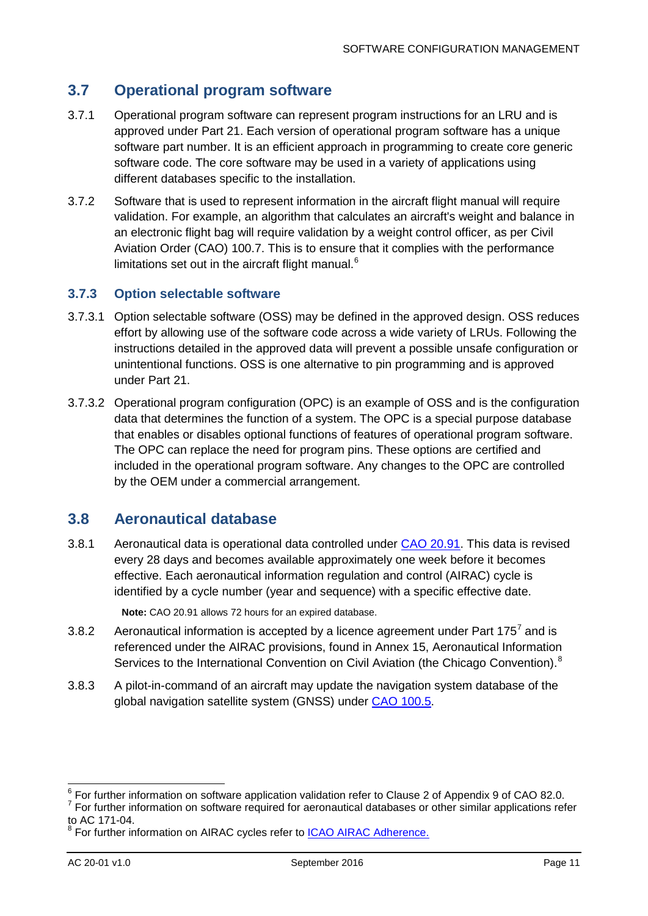## 3.7 Operational program software

3.7.1 Operational program software can represent program instructions for an LRU and is approved under Part 21. Each version of operational program software has a unique software part number. It is an efficient approach in programming to create core generic software code. The core software may be used in a variety of applications using different databases specific to the installation.

3.7.2 Software that is used to represent information in the aircraft flight manual will require validation. For example, an algorithm that calculates an aircraft's weight and balance in an electronic flight bag will require validation by a weight control officer, as per Civil Aviation Order (CAO) 100.7. This is to ensure that it complies with the performance limitations set out in the aircraft flight manual.[6]

### 3.7.3 Option selectable software

3.7.3.1 Option selectable software (OSS) may be defined in the approved design. OSS reduces effort by allowing use of the software code across a wide variety of LRUs. Following the instructions detailed in the approved data will prevent a possible unsafe configuration or unintentional functions. OSS is one alternative to pin programming and is approved under Part 21.

3.7.3.2 Operational program configuration (OPC) is an example of OSS and is the configuration data that determines the function of a system. The OPC is a special purpose database that enables or disables optional functions of features of operational program software. The OPC can replace the need for program pins. These options are certified and included in the operational program software. Any changes to the OPC are controlled by the OEM under a commercial arrangement.

## 3.8 Aeronautical database

3.8.1 Aeronautical data is operational data controlled under CAO 20.91. This data is revised every 28 days and becomes available approximately one week before it becomes effective. Each aeronautical information regulation and control (AIRAC) cycle is identified by a cycle number (year and sequence) with a specific effective date.

**Note:** CAO 20.91 allows 72 hours for an expired database.

3.8.2 Aeronautical information is accepted by a licence agreement under Part 175[7] and is referenced under the AIRAC provisions, found in Annex 15, Aeronautical Information Services to the International Convention on Civil Aviation (the Chicago Convention).[8]

3.8.3 A pilot-in-command of an aircraft may update the navigation system database of the global navigation satellite system (GNSS) under CAO 100.5.

---

[6] For further information on software application validation refer to Clause 2 of Appendix 9 of CAO 82.0.

[7] For further information on software required for aeronautical databases or other similar applications refer to AC 171-04.

[8] For further information on AIRAC cycles refer to ICAO AIRAC Adherence.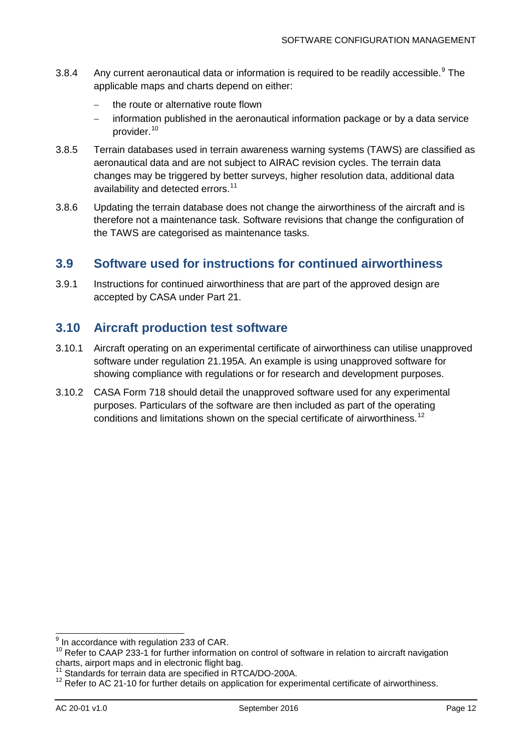3.8.4 Any current aeronautical data or information is required to be readily accessible.[9] The applicable maps and charts depend on either:

- the route or alternative route flown
- information published in the aeronautical information package or by a data service provider.[10]

3.8.5 Terrain databases used in terrain awareness warning systems (TAWS) are classified as aeronautical data and are not subject to AIRAC revision cycles. The terrain data changes may be triggered by better surveys, higher resolution data, additional data availability and detected errors.[11]

3.8.6 Updating the terrain database does not change the airworthiness of the aircraft and is therefore not a maintenance task. Software revisions that change the configuration of the TAWS are categorised as maintenance tasks.

## 3.9 Software used for instructions for continued airworthiness

3.9.1 Instructions for continued airworthiness that are part of the approved design are accepted by CASA under Part 21.

## 3.10 Aircraft production test software

3.10.1 Aircraft operating on an experimental certificate of airworthiness can utilise unapproved software under regulation 21.195A. An example is using unapproved software for showing compliance with regulations or for research and development purposes.

3.10.2 CASA Form 718 should detail the unapproved software used for any experimental purposes. Particulars of the software are then included as part of the operating conditions and limitations shown on the special certificate of airworthiness.[12]

---

[9] In accordance with regulation 233 of CAR.

[10] Refer to CAAP 233-1 for further information on control of software in relation to aircraft navigation charts, airport maps and in electronic flight bag.

[11] Standards for terrain data are specified in RTCA/DO-200A.

[12] Refer to AC 21-10 for further details on application for experimental certificate of airworthiness.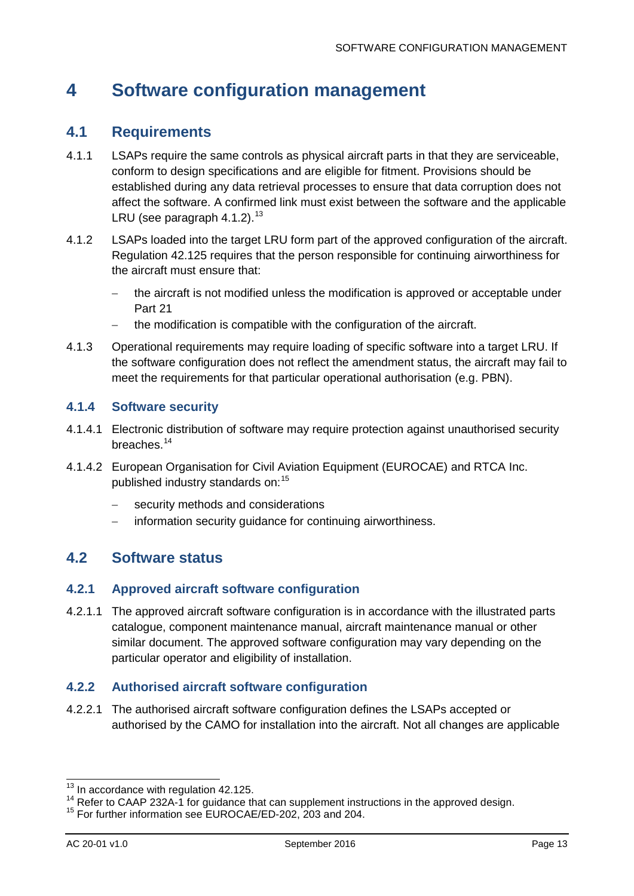# 4 Software configuration management

## 4.1 Requirements

4.1.1 LSAPs require the same controls as physical aircraft parts in that they are serviceable, conform to design specifications and are eligible for fitment. Provisions should be established during any data retrieval processes to ensure that data corruption does not affect the software. A confirmed link must exist between the software and the applicable LRU (see paragraph 4.1.2).[13]

4.1.2 LSAPs loaded into the target LRU form part of the approved configuration of the aircraft. Regulation 42.125 requires that the person responsible for continuing airworthiness for the aircraft must ensure that:

- the aircraft is not modified unless the modification is approved or acceptable under Part 21
- the modification is compatible with the configuration of the aircraft.

4.1.3 Operational requirements may require loading of specific software into a target LRU. If the software configuration does not reflect the amendment status, the aircraft may fail to meet the requirements for that particular operational authorisation (e.g. PBN).

### 4.1.4 Software security

4.1.4.1 Electronic distribution of software may require protection against unauthorised security breaches.[14]

4.1.4.2 European Organisation for Civil Aviation Equipment (EUROCAE) and RTCA Inc. published industry standards on:[15]

- security methods and considerations
- information security guidance for continuing airworthiness.

## 4.2 Software status

### 4.2.1 Approved aircraft software configuration

4.2.1.1 The approved aircraft software configuration is in accordance with the illustrated parts catalogue, component maintenance manual, aircraft maintenance manual or other similar document. The approved software configuration may vary depending on the particular operator and eligibility of installation.

### 4.2.2 Authorised aircraft software configuration

4.2.2.1 The authorised aircraft software configuration defines the LSAPs accepted or authorised by the CAMO for installation into the aircraft. Not all changes are applicable

---

[13] In accordance with regulation 42.125.

[14] Refer to CAAP 232A-1 for guidance that can supplement instructions in the approved design.

[15] For further information see EUROCAE/ED-202, 203 and 204.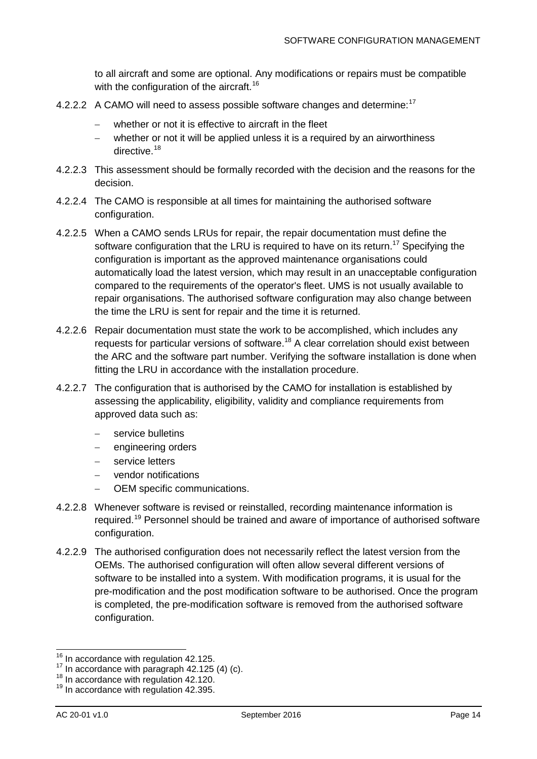to all aircraft and some are optional. Any modifications or repairs must be compatible with the configuration of the aircraft.[16]

4.2.2.2 A CAMO will need to assess possible software changes and determine:[17]

- whether or not it is effective to aircraft in the fleet
- whether or not it will be applied unless it is a required by an airworthiness directive.[18]

4.2.2.3 This assessment should be formally recorded with the decision and the reasons for the decision.

4.2.2.4 The CAMO is responsible at all times for maintaining the authorised software configuration.

4.2.2.5 When a CAMO sends LRUs for repair, the repair documentation must define the software configuration that the LRU is required to have on its return.[17] Specifying the configuration is important as the approved maintenance organisations could automatically load the latest version, which may result in an unacceptable configuration compared to the requirements of the operator's fleet. UMS is not usually available to repair organisations. The authorised software configuration may also change between the time the LRU is sent for repair and the time it is returned.

4.2.2.6 Repair documentation must state the work to be accomplished, which includes any requests for particular versions of software.[18] A clear correlation should exist between the ARC and the software part number. Verifying the software installation is done when fitting the LRU in accordance with the installation procedure.

4.2.2.7 The configuration that is authorised by the CAMO for installation is established by assessing the applicability, eligibility, validity and compliance requirements from approved data such as:

- service bulletins
- engineering orders
- service letters
- vendor notifications
- OEM specific communications.

4.2.2.8 Whenever software is revised or reinstalled, recording maintenance information is required.[19] Personnel should be trained and aware of importance of authorised software configuration.

4.2.2.9 The authorised configuration does not necessarily reflect the latest version from the OEMs. The authorised configuration will often allow several different versions of software to be installed into a system. With modification programs, it is usual for the pre-modification and the post modification software to be authorised. Once the program is completed, the pre-modification software is removed from the authorised software configuration.

---

[16] In accordance with regulation 42.125.
[17] In accordance with paragraph 42.125 (4) (c).
[18] In accordance with regulation 42.120.
[19] In accordance with regulation 42.395.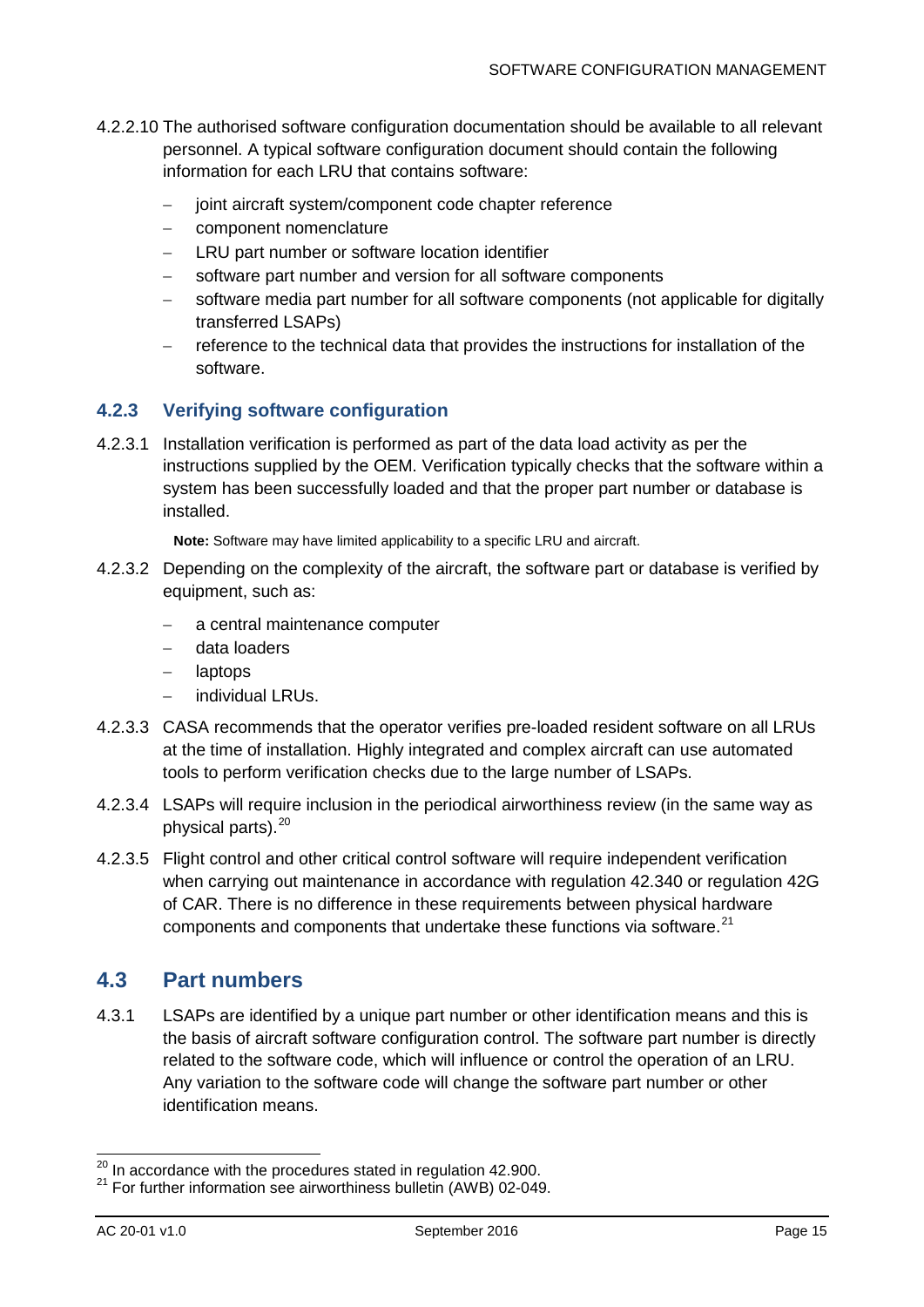4.2.2.10 The authorised software configuration documentation should be available to all relevant personnel. A typical software configuration document should contain the following information for each LRU that contains software:

- joint aircraft system/component code chapter reference
- component nomenclature
- LRU part number or software location identifier
- software part number and version for all software components
- software media part number for all software components (not applicable for digitally transferred LSAPs)
- reference to the technical data that provides the instructions for installation of the software.

### 4.2.3 Verifying software configuration

4.2.3.1 Installation verification is performed as part of the data load activity as per the instructions supplied by the OEM. Verification typically checks that the software within a system has been successfully loaded and that the proper part number or database is installed.

**Note:** Software may have limited applicability to a specific LRU and aircraft.

4.2.3.2 Depending on the complexity of the aircraft, the software part or database is verified by equipment, such as:

- a central maintenance computer
- data loaders
- laptops
- individual LRUs.

4.2.3.3 CASA recommends that the operator verifies pre-loaded resident software on all LRUs at the time of installation. Highly integrated and complex aircraft can use automated tools to perform verification checks due to the large number of LSAPs.

4.2.3.4 LSAPs will require inclusion in the periodical airworthiness review (in the same way as physical parts).[20]

4.2.3.5 Flight control and other critical control software will require independent verification when carrying out maintenance in accordance with regulation 42.340 or regulation 42G of CAR. There is no difference in these requirements between physical hardware components and components that undertake these functions via software.[21]

## 4.3 Part numbers

4.3.1 LSAPs are identified by a unique part number or other identification means and this is the basis of aircraft software configuration control. The software part number is directly related to the software code, which will influence or control the operation of an LRU. Any variation to the software code will change the software part number or other identification means.

[20] In accordance with the procedures stated in regulation 42.900.
[21] For further information see airworthiness bulletin (AWB) 02-049.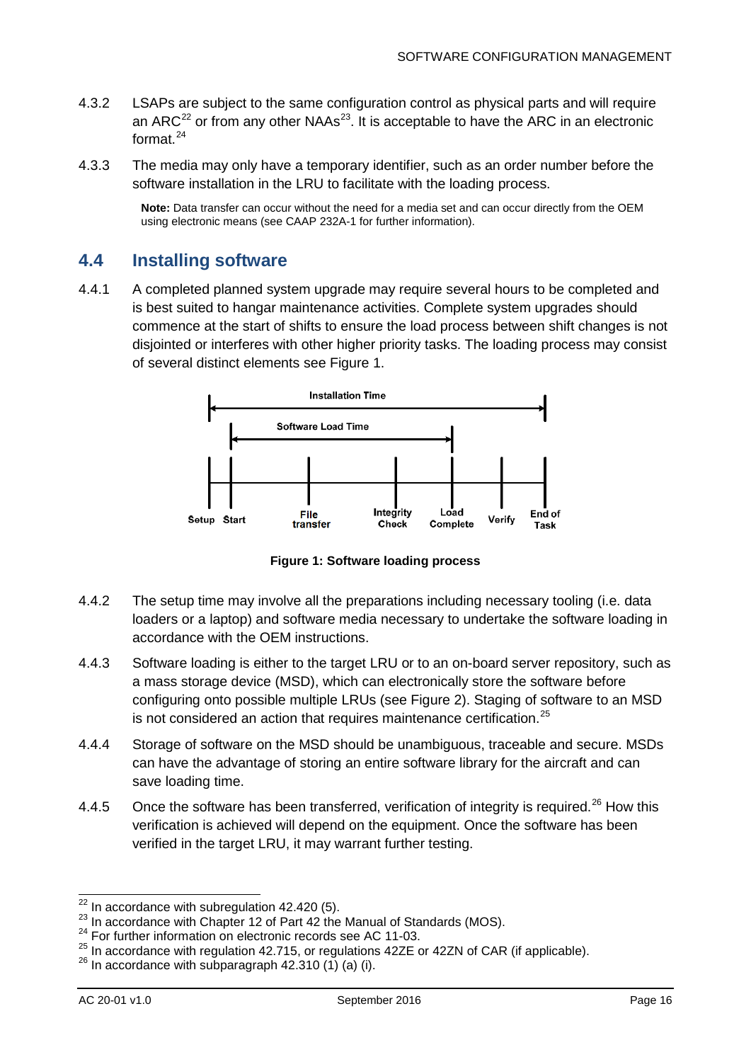4.3.2 LSAPs are subject to the same configuration control as physical parts and will require an ARC[22] or from any other NAAs[23]. It is acceptable to have the ARC in an electronic format.[24]

4.3.3 The media may only have a temporary identifier, such as an order number before the software installation in the LRU to facilitate with the loading process.

**Note:** Data transfer can occur without the need for a media set and can occur directly from the OEM using electronic means (see CAAP 232A-1 for further information).

## 4.4 Installing software

4.4.1 A completed planned system upgrade may require several hours to be completed and is best suited to hangar maintenance activities. Complete system upgrades should commence at the start of shifts to ensure the load process between shift changes is not disjointed or interferes with other higher priority tasks. The loading process may consist of several distinct elements see Figure 1.

Installation Time

Software Load Time

Setup | Start | File transfer | Integrity Check | Load Complete | Verify | End of Task

**Figure 1: Software loading process**

4.4.2 The setup time may involve all the preparations including necessary tooling (i.e. data loaders or a laptop) and software media necessary to undertake the software loading in accordance with the OEM instructions.

4.4.3 Software loading is either to the target LRU or to an on-board server repository, such as a mass storage device (MSD), which can electronically store the software before configuring onto possible multiple LRUs (see Figure 2). Staging of software to an MSD is not considered an action that requires maintenance certification.[25]

4.4.4 Storage of software on the MSD should be unambiguous, traceable and secure. MSDs can have the advantage of storing an entire software library for the aircraft and can save loading time.

4.4.5 Once the software has been transferred, verification of integrity is required.[26] How this verification is achieved will depend on the equipment. Once the software has been verified in the target LRU, it may warrant further testing.

---

[22] In accordance with subregulation 42.420 (5).

[23] In accordance with Chapter 12 of Part 42 the Manual of Standards (MOS).

[24] For further information on electronic records see AC 11-03.

[25] In accordance with regulation 42.715, or regulations 42ZE or 42ZN of CAR (if applicable).

[26] In accordance with subparagraph 42.310 (1) (a) (i).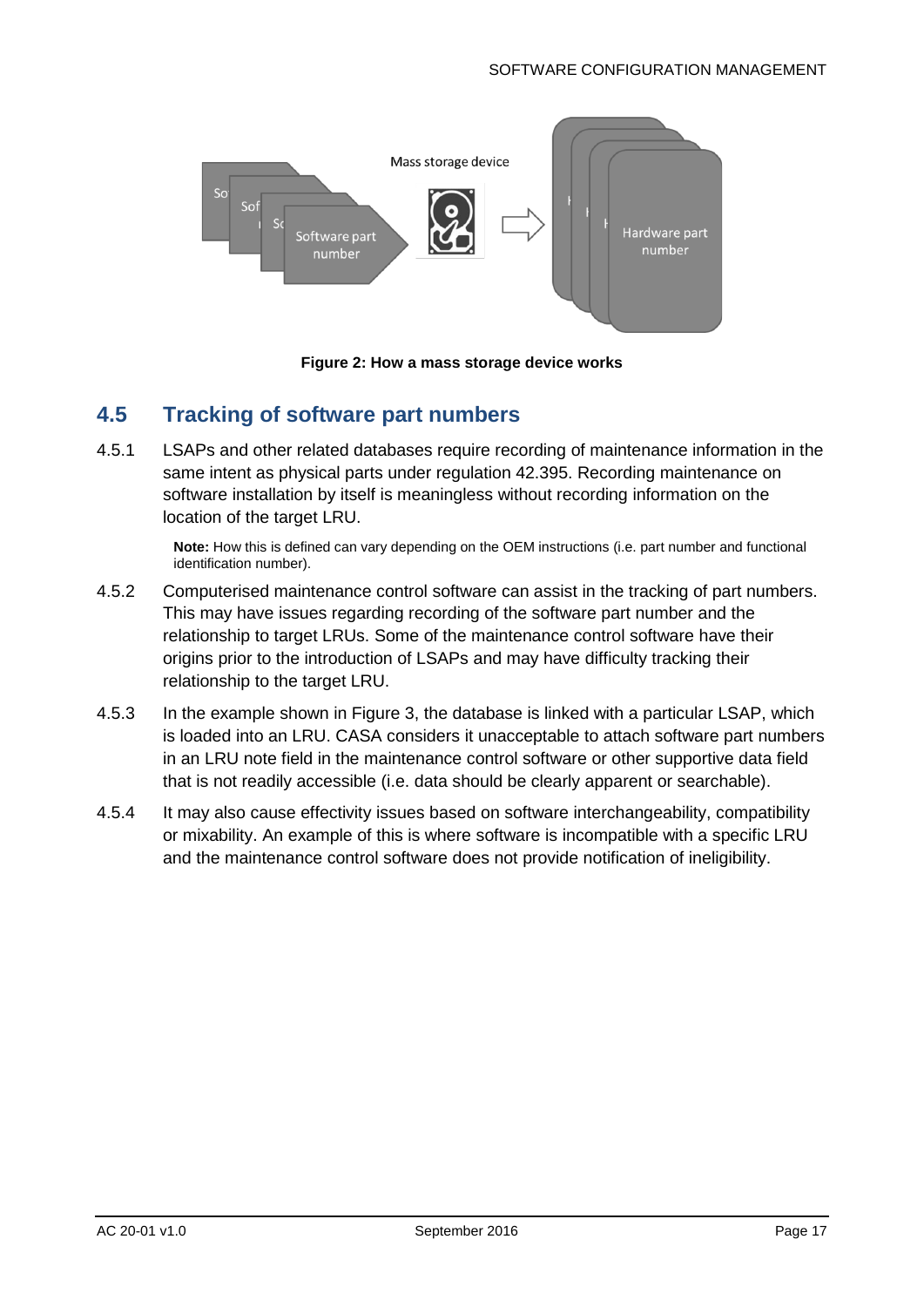Figure 2: How a mass storage device works

## 4.5 Tracking of software part numbers

4.5.1 LSAPs and other related databases require recording of maintenance information in the same intent as physical parts under regulation 42.395. Recording maintenance on software installation by itself is meaningless without recording information on the location of the target LRU.

> **Note:** How this is defined can vary depending on the OEM instructions (i.e. part number and functional identification number).

4.5.2 Computerised maintenance control software can assist in the tracking of part numbers. This may have issues regarding recording of the software part number and the relationship to target LRUs. Some of the maintenance control software have their origins prior to the introduction of LSAPs and may have difficulty tracking their relationship to the target LRU.

4.5.3 In the example shown in Figure 3, the database is linked with a particular LSAP, which is loaded into an LRU. CASA considers it unacceptable to attach software part numbers in an LRU note field in the maintenance control software or other supportive data field that is not readily accessible (i.e. data should be clearly apparent or searchable).

4.5.4 It may also cause effectivity issues based on software interchangeability, compatibility or mixability. An example of this is where software is incompatible with a specific LRU and the maintenance control software does not provide notification of ineligibility.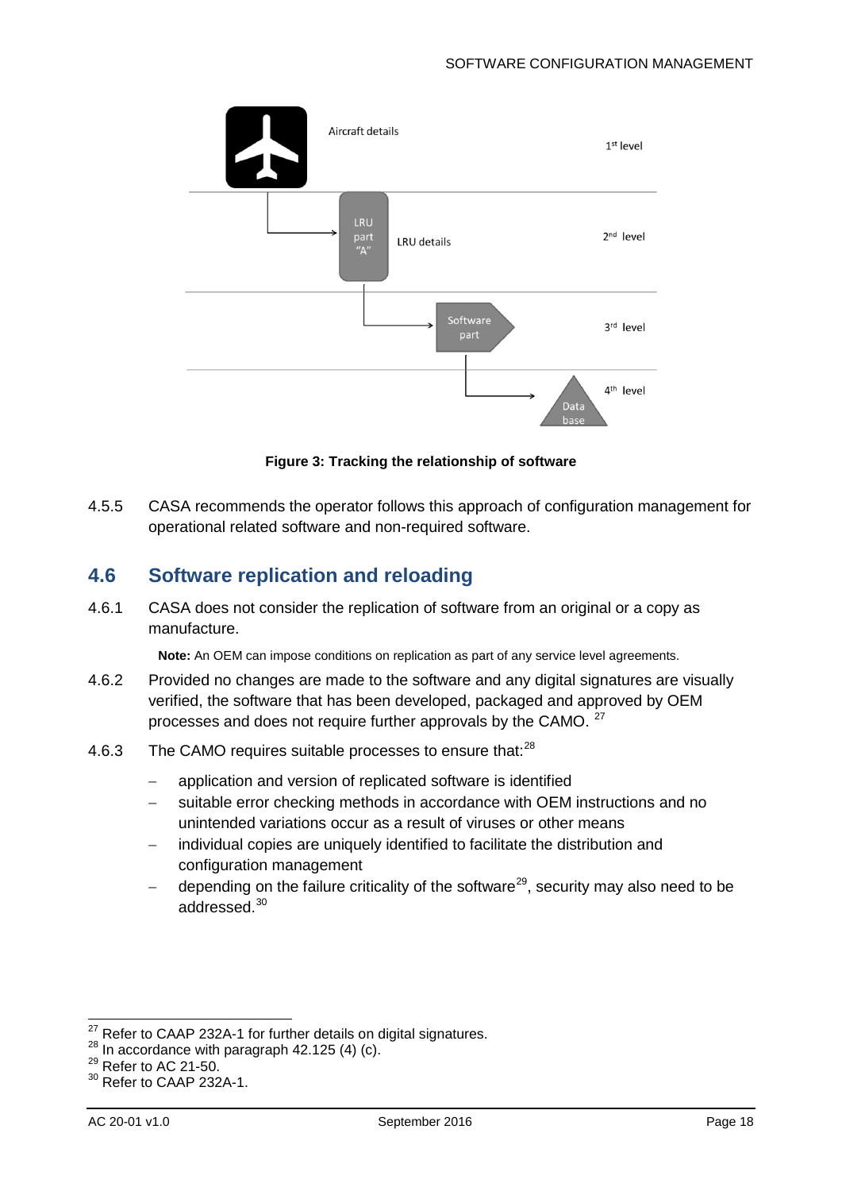Aircraft details

1st level

LRU part "A"

LRU details

2nd level

Software part

3rd level

Data base

4th level

**Figure 3: Tracking the relationship of software**

4.5.5 CASA recommends the operator follows this approach of configuration management for operational related software and non-required software.

## 4.6 Software replication and reloading

4.6.1 CASA does not consider the replication of software from an original or a copy as manufacture.

**Note:** An OEM can impose conditions on replication as part of any service level agreements.

4.6.2 Provided no changes are made to the software and any digital signatures are visually verified, the software that has been developed, packaged and approved by OEM processes and does not require further approvals by the CAMO. [27]

4.6.3 The CAMO requires suitable processes to ensure that:[28]

- application and version of replicated software is identified
- suitable error checking methods in accordance with OEM instructions and no unintended variations occur as a result of viruses or other means
- individual copies are uniquely identified to facilitate the distribution and configuration management
- depending on the failure criticality of the software[29], security may also need to be addressed.[30]

---

[27] Refer to CAAP 232A-1 for further details on digital signatures.
[28] In accordance with paragraph 42.125 (4) (c).
[29] Refer to AC 21-50.
[30] Refer to CAAP 232A-1.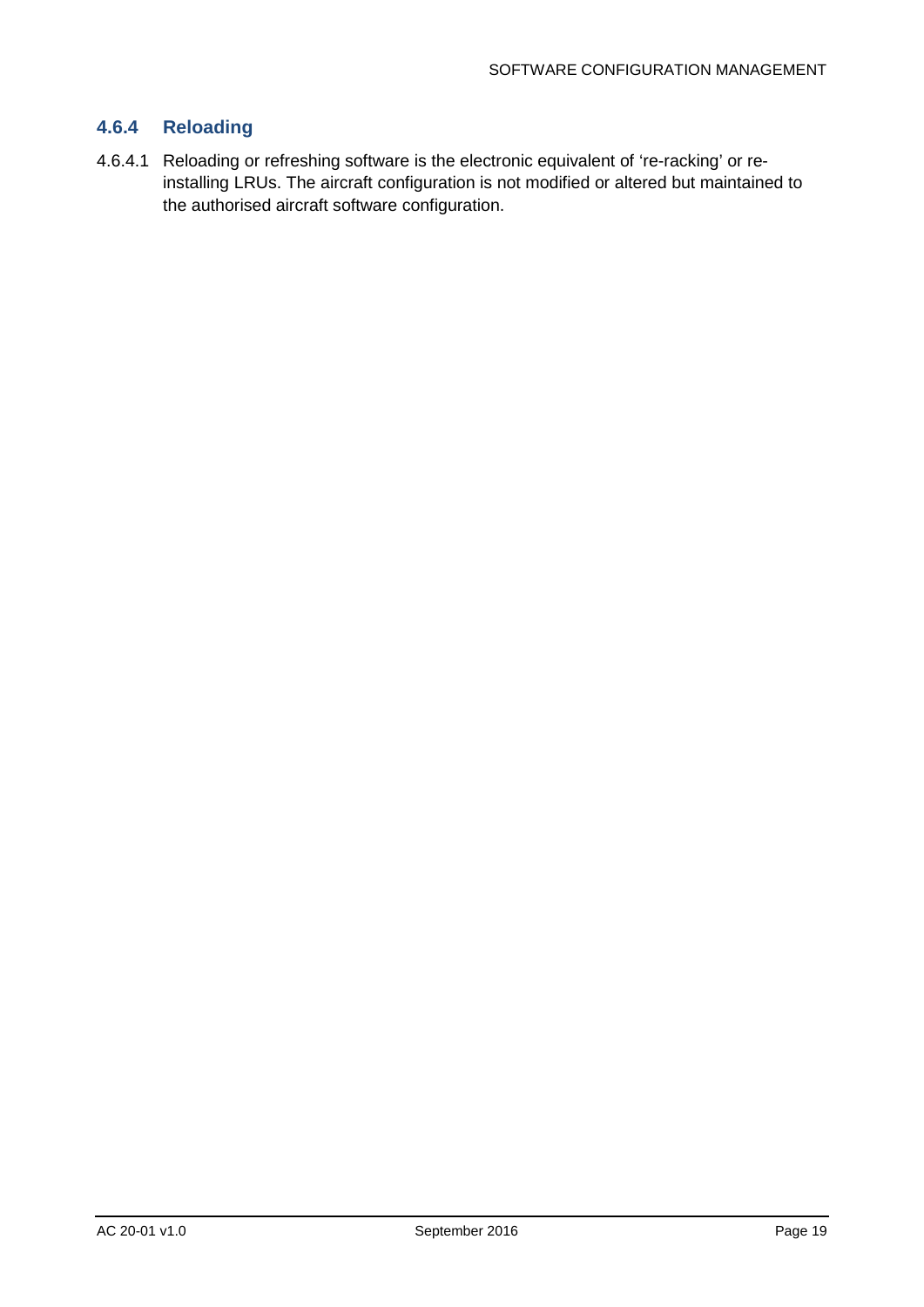### 4.6.4 Reloading

4.6.4.1 Reloading or refreshing software is the electronic equivalent of 're-racking' or re-installing LRUs. The aircraft configuration is not modified or altered but maintained to the authorised aircraft software configuration.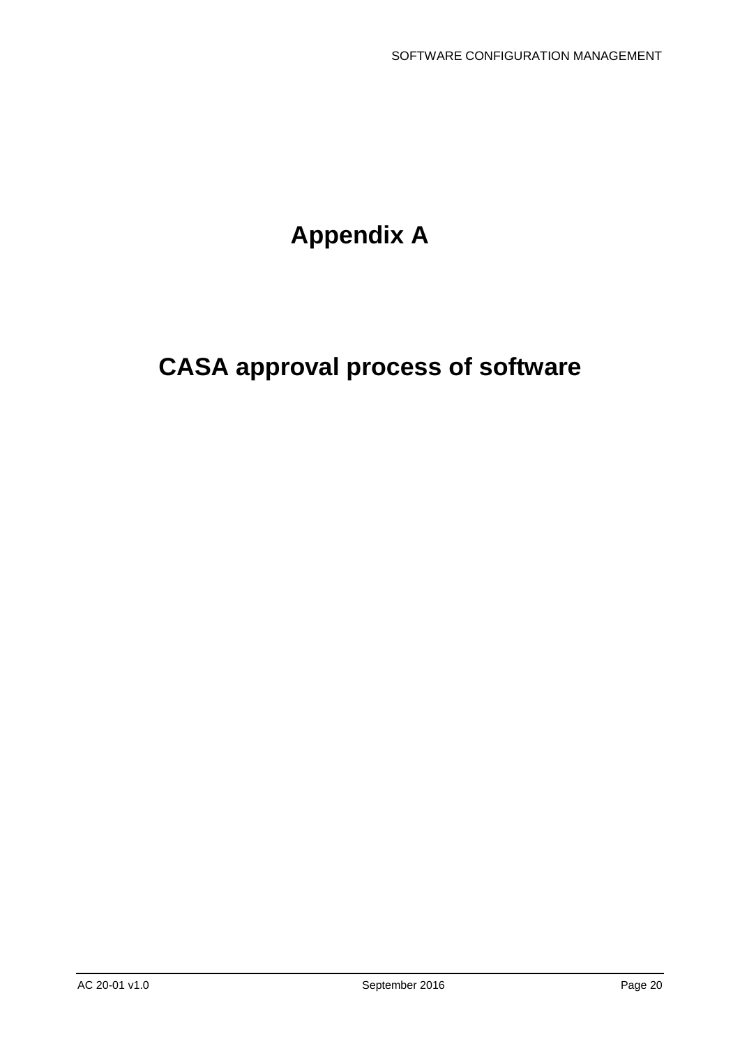# Appendix A

# CASA approval process of software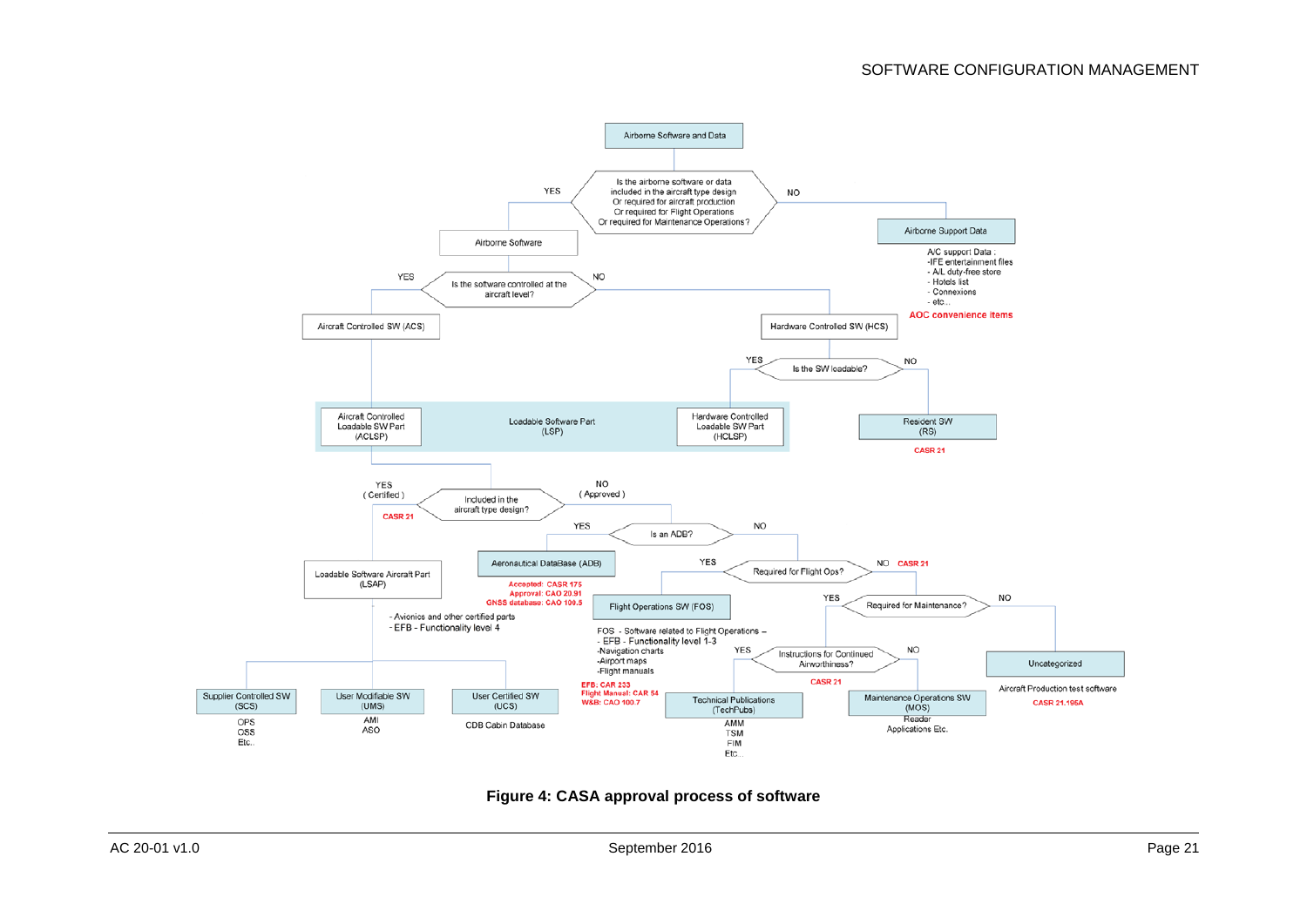Airborne Software and Data

Is the airborne software or data included in the aircraft type design Or required for aircraft production Or required for Flight Operations Or required for Maintenance Operations?

YES

NO

Airborne Software

Airborne Support Data

A/C support Data :
-IFE entertainment files
- A/L duty-free store
- Hotels list
- Connexions
- etc...

AOC convenience items

YES

Is the software controlled at the aircraft level?

NO

Aircraft Controlled SW (ACS)

Hardware Controlled SW (HCS)

YES

Is the SW loadable?

NO

Aircraft Controlled Loadable SW Part (ACLSP)

Loadable Software Part (LSP)

Hardware Controlled Loadable SW Part (HCLSP)

Resident SW (RS)

CASR 21

YES ( Certified )

Included in the aircraft type design?

NO ( Approved )

CASR 21

YES

Is an ADB?

NO

Loadable Software Aircraft Part (LSAP)

Aeronautical DataBase (ADB)

Accepted: CASR 175
Approval: CAO 20.91
GNSS database: CAO 100.5

YES

Required for Flight Ops?

NO CASR 21

Flight Operations SW (FOS)

YES

Required for Maintenance?

NO

- Avionics and other certified parts
- EFB - Functionality level 4

FOS - Software related to Flight Operations –
- EFB - Functionality level 1-3
-Navigation charts
-Airport maps
-Flight manuals

YES

Instructions for Continued Airworthiness?

NO

Uncategorized

CASR 21

EFB: CAR 233
Flight Manual: CAR 54
W&B: CAO 100.7

Aircraft Production test software

CASR 21.195A

Supplier Controlled SW (SCS)

OPS
OSS
Etc..

User Modifiable SW (UMS)

AMI
ASO

User Certified SW (UCS)

CDB Cabin Database

Technical Publications (TechPubs)

AMM
TSM
FIM
Etc..

Maintenance Operations SW (MOS)

Reader
Applications Etc.

**Figure 4: CASA approval process of software**